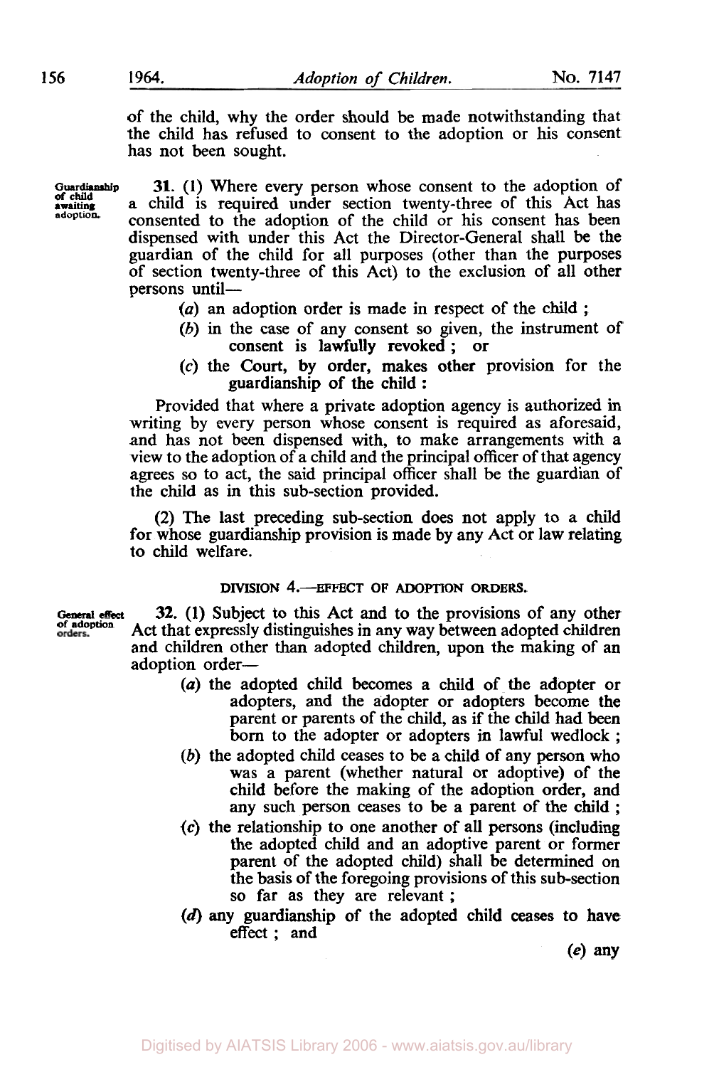of the child, why the order should be made notwithstanding that the child has refused to consent to the adoption or his consent has not been sought.

Guardianship of child awaiting adoption.

**31.** (1) Where every person whose consent to the adoption of a child is required under section twenty-three of this Act has consented to the adoption of the child or his consent has been dispensed with under this Act the Director-General shall be the guardian of the child for all purposes (other than the purposes of section twenty-three of this Act) to the exclusion of all other persons until—

- (*a*) an adoption order is made in respect of the child ;
- (*b*) in the case of any consent so given, the instrument of consent is lawfully revoked ; or
- (*c*) the Court, by order, makes other provision for the guardianship of the child :

Provided that where a private adoption agency is authorized in writing by every person whose consent is required as aforesaid, and has not been dispensed with, to make arrangements with a view to the adoption of a child and the principal officer of that agency agrees so to act, the said principal officer shall be the guardian of the child as in this sub-section provided.

(2) The last preceding sub-section does not apply to a child for whose guardianship provision is made by any Act or law relating to child welfare.

## DIVISION 4.—EFFECT OF ADOPTION ORDERS.

General effect of adoption orders.

**32.** (1) Subject to this Act and to the provisions of any other Act that expressly distinguishes in any way between adopted children and children other than adopted children, upon the making of an adoption order—

- (*a*) the adopted child becomes a child of the adopter or adopters, and the adopter or adopters become the parent or parents of the child, as if the child had been born to the adopter or adopters in lawful wedlock ;
- (*b*) the adopted child ceases to be a child of any person who was a parent (whether natural or adoptive) of the child before the making of the adoption order, and any such person ceases to be a parent of the child ;
- (*c*) the relationship to one another of all persons (including the adopted child and an adoptive parent or former parent of the adopted child) shall be determined on the basis of the foregoing provisions of this sub-section so far as they are relevant ;
- (*d*) any guardianship of the adopted child ceases to have effect ; and

(*e*) any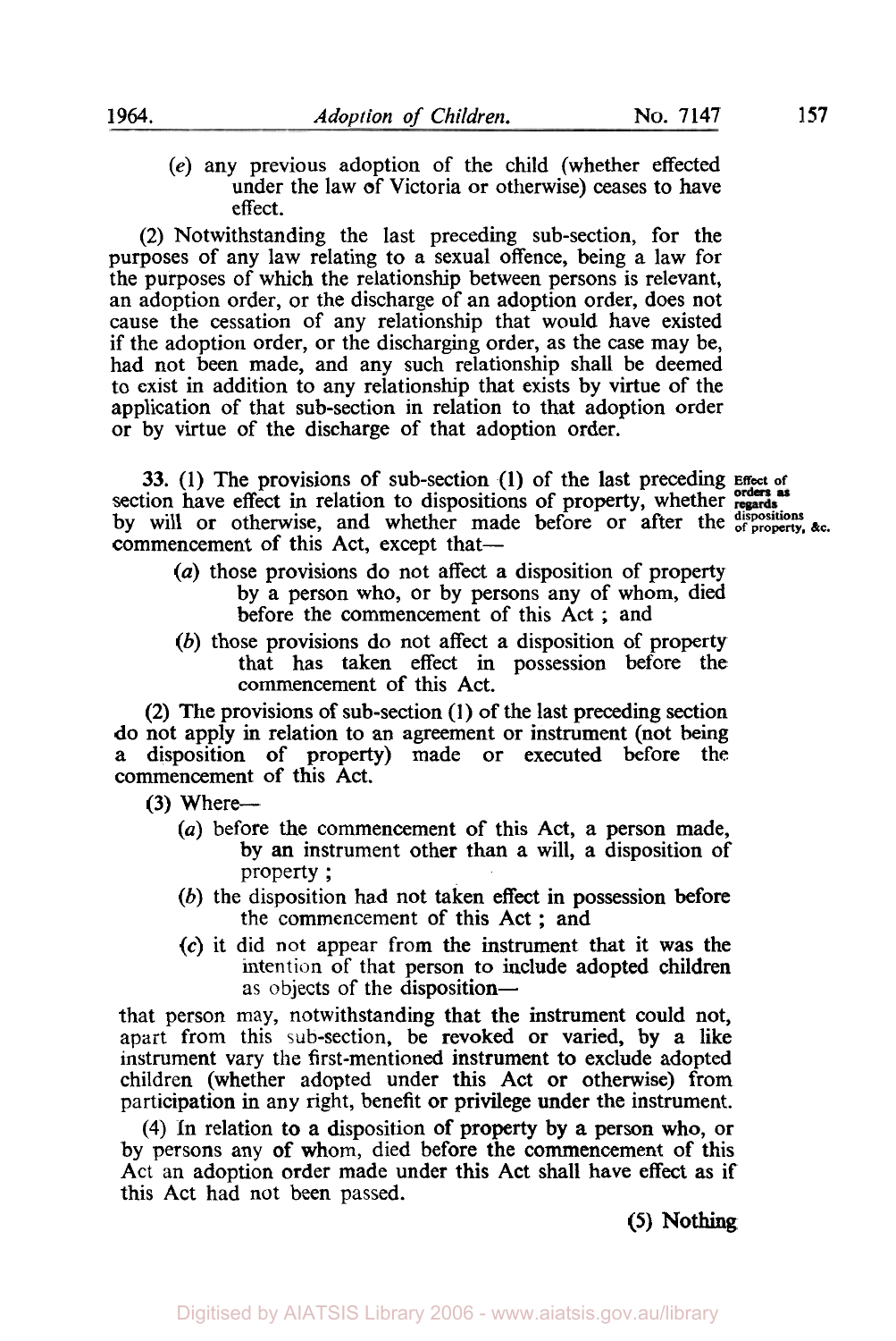(*e*) any previous adoption of the child (whether effected under the law of Victoria or otherwise) ceases to have effect.

(2) Notwithstanding the last preceding sub-section, for the purposes of any law relating to a sexual offence, being a law for the purposes of which the relationship between persons is relevant, an adoption order, or the discharge of an adoption order, does not cause the cessation of any relationship that would have existed if the adoption order, or the discharging order, as the case may be, had not been made, and any such relationship shall be deemed to exist in addition to any relationship that exists by virtue of the application of that sub-section in relation to that adoption order or by virtue of the discharge of that adoption order.

**Effect of orders as regards dispositions of property, &c.**

**33.** (1) The provisions of sub-section (1) of the last preceding section have effect in relation to dispositions of property, whether by will or otherwise, and whether made before or after the commencement of this Act, except that—

(*a*) those provisions do not affect a disposition of property by a person who, or by persons any of whom, died before the commencement of this Act ; and

(*b*) those provisions do not affect a disposition of property that has taken effect in possession before the commencement of this Act.

(2) The provisions of sub-section (1) of the last preceding section do not apply in relation to an agreement or instrument (not being a disposition of property) made or executed before the commencement of this Act.

(3) Where—

(*a*) before the commencement of this Act, a person made, by an instrument other than a will, a disposition of property ;

(*b*) the disposition had not taken effect in possession before the commencement of this Act ; and

(*c*) it did not appear from the instrument that it was the intention of that person to include adopted children as objects of the disposition—

that person may, notwithstanding that the instrument could not, apart from this sub-section, be revoked or varied, by a like instrument vary the first-mentioned instrument to exclude adopted children (whether adopted under this Act or otherwise) from participation in any right, benefit or privilege under the instrument.

(4) In relation to a disposition of property by a person who, or by persons any of whom, died before the commencement of this Act an adoption order made under this Act shall have effect as if this Act had not been passed.

(5) Nothing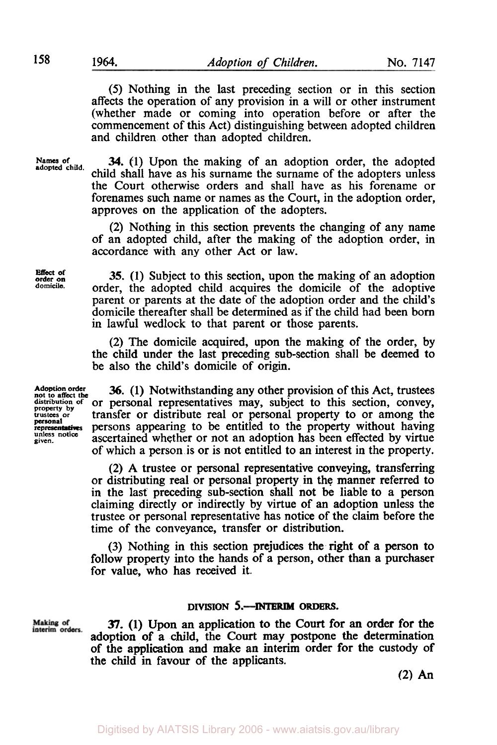(5) Nothing in the last preceding section or in this section affects the operation of any provision in a will or other instrument (whether made or coming into operation before or after the commencement of this Act) distinguishing between adopted children and children other than adopted children.

Names of adopted child.

**34.** (1) Upon the making of an adoption order, the adopted child shall have as his surname the surname of the adopters unless the Court otherwise orders and shall have as his forename or forenames such name or names as the Court, in the adoption order, approves on the application of the adopters.

(2) Nothing in this section prevents the changing of any name of an adopted child, after the making of the adoption order, in accordance with any other Act or law.

Effect of order on domicile.

**35.** (1) Subject to this section, upon the making of an adoption order, the adopted child acquires the domicile of the adoptive parent or parents at the date of the adoption order and the child's domicile thereafter shall be determined as if the child had been born in lawful wedlock to that parent or those parents.

(2) The domicile acquired, upon the making of the order, by the child under the last preceding sub-section shall be deemed to be also the child's domicile of origin.

Adoption order not to affect the distribution of property by trustees or personal representatives unless notice given.

**36.** (1) Notwithstanding any other provision of this Act, trustees or personal representatives may, subject to this section, convey, transfer or distribute real or personal property to or among the persons appearing to be entitled to the property without having ascertained whether or not an adoption has been effected by virtue of which a person is or is not entitled to an interest in the property.

(2) A trustee or personal representative conveying, transferring or distributing real or personal property in the manner referred to in the last preceding sub-section shall not be liable to a person claiming directly or indirectly by virtue of an adoption unless the trustee or personal representative has notice of the claim before the time of the conveyance, transfer or distribution.

(3) Nothing in this section prejudices the right of a person to follow property into the hands of a person, other than a purchaser for value, who has received it.

## DIVISION 5.—INTERIM ORDERS.

Making of interim orders.

**37.** (1) Upon an application to the Court for an order for the adoption of a child, the Court may postpone the determination of the application and make an interim order for the custody of the child in favour of the applicants.

(2) An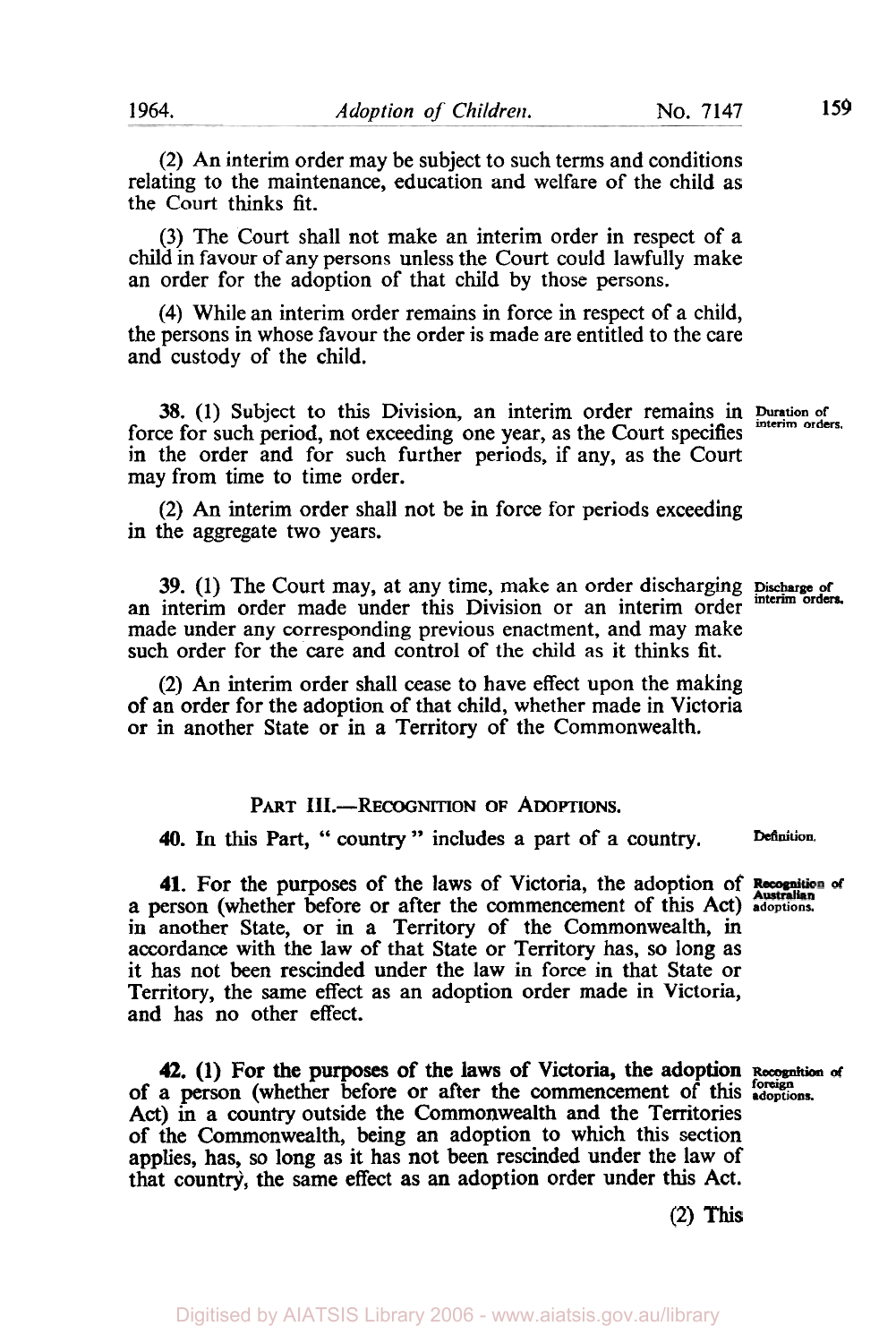(2) An interim order may be subject to such terms and conditions relating to the maintenance, education and welfare of the child as the Court thinks fit.

(3) The Court shall not make an interim order in respect of a child in favour of any persons unless the Court could lawfully make an order for the adoption of that child by those persons.

(4) While an interim order remains in force in respect of a child, the persons in whose favour the order is made are entitled to the care and custody of the child.

**38.** (1) Subject to this Division, an interim order remains in force for such period, not exceeding one year, as the Court specifies in the order and for such further periods, if any, as the Court may from time to time order.

*Duration of interim orders.*

(2) An interim order shall not be in force for periods exceeding in the aggregate two years.

**39.** (1) The Court may, at any time, make an order discharging an interim order made under this Division or an interim order made under any corresponding previous enactment, and may make such order for the care and control of the child as it thinks fit.

*Discharge of interim orders.*

(2) An interim order shall cease to have effect upon the making of an order for the adoption of that child, whether made in Victoria or in another State or in a Territory of the Commonwealth.

## PART III.—RECOGNITION OF ADOPTIONS.

**40.** In this Part, " country " includes a part of a country.

*Definition.*

**41.** For the purposes of the laws of Victoria, the adoption of a person (whether before or after the commencement of this Act) in another State, or in a Territory of the Commonwealth, in accordance with the law of that State or Territory has, so long as it has not been rescinded under the law in force in that State or Territory, the same effect as an adoption order made in Victoria, and has no other effect.

*Recognition of Australian adoptions.*

**42.** (1) For the purposes of the laws of Victoria, the adoption of a person (whether before or after the commencement of this Act) in a country outside the Commonwealth and the Territories of the Commonwealth, being an adoption to which this section applies, has, so long as it has not been rescinded under the law of that country, the same effect as an adoption order under this Act.

*Recognition of foreign adoptions.*

(2) This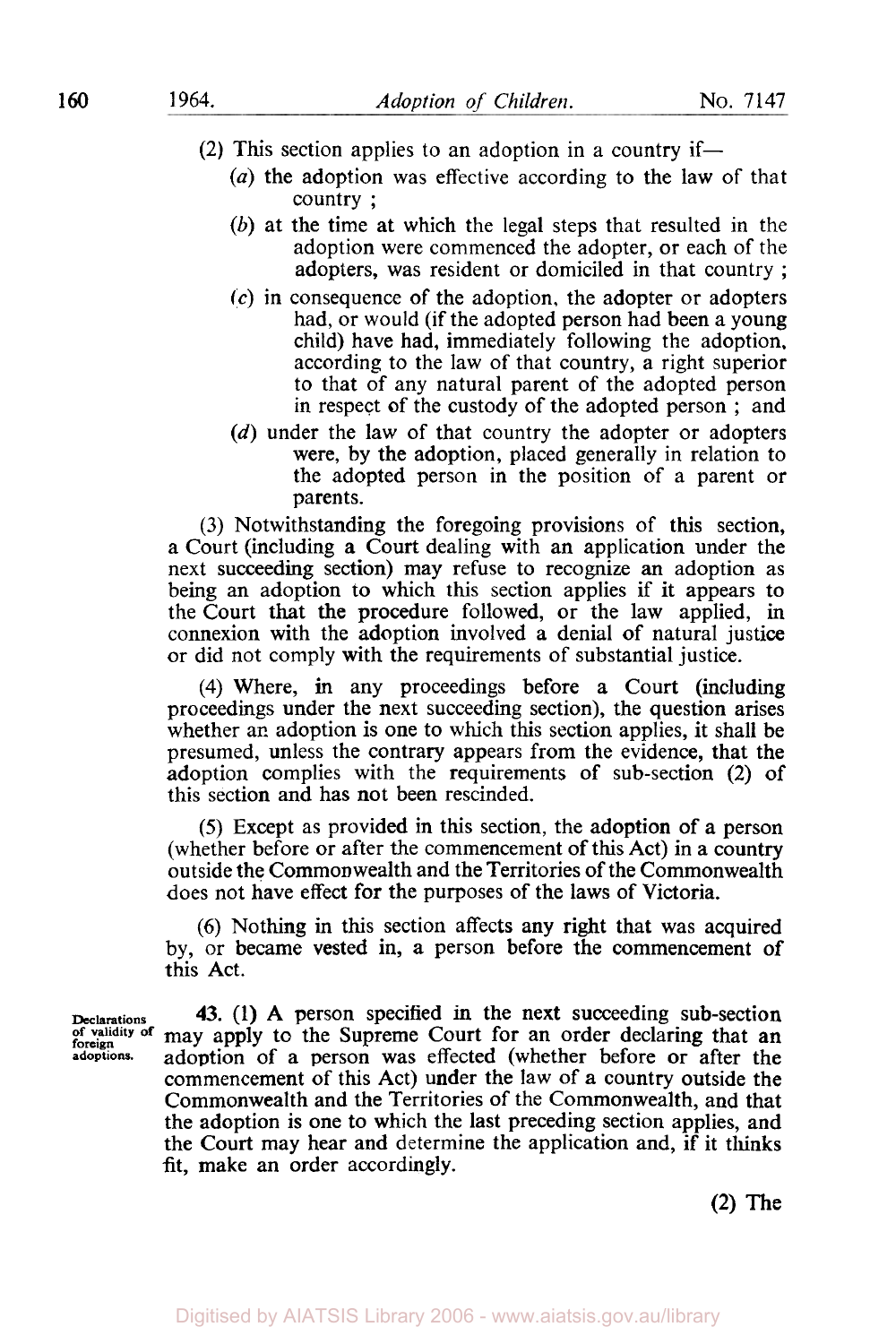(2) This section applies to an adoption in a country if—

(*a*) the adoption was effective according to the law of that country ;

(*b*) at the time at which the legal steps that resulted in the adoption were commenced the adopter, or each of the adopters, was resident or domiciled in that country ;

(*c*) in consequence of the adoption, the adopter or adopters had, or would (if the adopted person had been a young child) have had, immediately following the adoption, according to the law of that country, a right superior to that of any natural parent of the adopted person in respect of the custody of the adopted person ; and

(*d*) under the law of that country the adopter or adopters were, by the adoption, placed generally in relation to the adopted person in the position of a parent or parents.

(3) Notwithstanding the foregoing provisions of this section, a Court (including a Court dealing with an application under the next succeeding section) may refuse to recognize an adoption as being an adoption to which this section applies if it appears to the Court that the procedure followed, or the law applied, in connexion with the adoption involved a denial of natural justice or did not comply with the requirements of substantial justice.

(4) Where, in any proceedings before a Court (including proceedings under the next succeeding section), the question arises whether an adoption is one to which this section applies, it shall be presumed, unless the contrary appears from the evidence, that the adoption complies with the requirements of sub-section (2) of this section and has not been rescinded.

(5) Except as provided in this section, the adoption of a person (whether before or after the commencement of this Act) in a country outside the Commonwealth and the Territories of the Commonwealth does not have effect for the purposes of the laws of Victoria.

(6) Nothing in this section affects any right that was acquired by, or became vested in, a person before the commencement of this Act.

**Declarations of validity of foreign adoptions.**

**43.** (1) A person specified in the next succeeding sub-section may apply to the Supreme Court for an order declaring that an adoption of a person was effected (whether before or after the commencement of this Act) under the law of a country outside the Commonwealth and the Territories of the Commonwealth, and that the adoption is one to which the last preceding section applies, and the Court may hear and determine the application and, if it thinks fit, make an order accordingly.

(2) The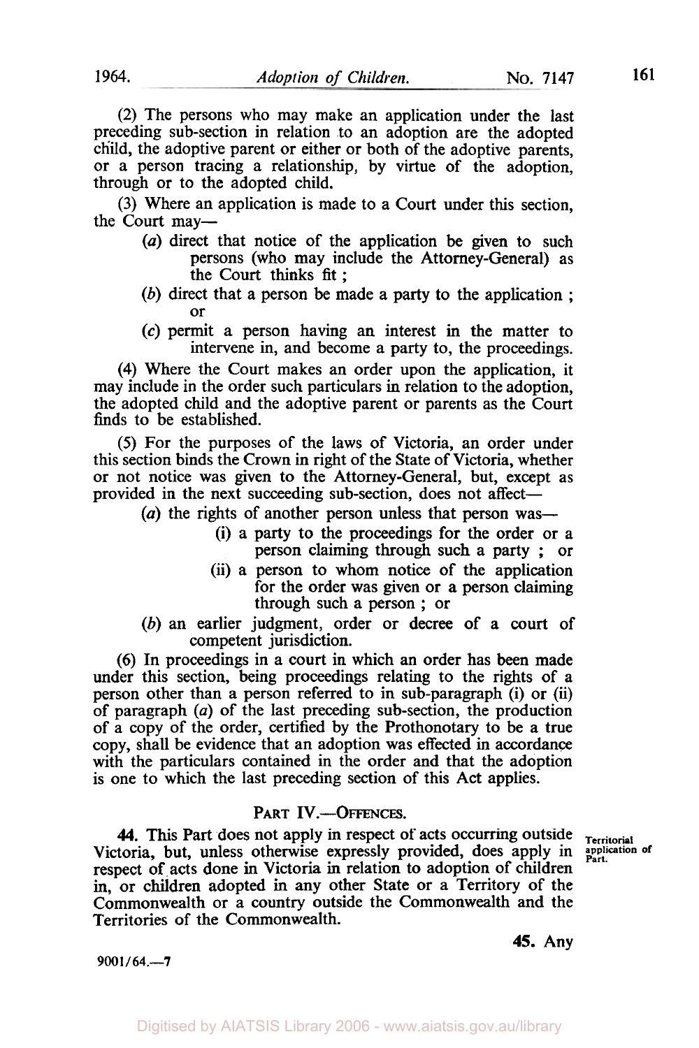(2) The persons who may make an application under the last preceding sub-section in relation to an adoption are the adopted child, the adoptive parent or either or both of the adoptive parents, or a person tracing a relationship, by virtue of the adoption, through or to the adopted child.

(3) Where an application is made to a Court under this section, the Court may—

- (*a*) direct that notice of the application be given to such persons (who may include the Attorney-General) as the Court thinks fit ;
- (*b*) direct that a person be made a party to the application ; or
- (*c*) permit a person having an interest in the matter to intervene in, and become a party to, the proceedings.

(4) Where the Court makes an order upon the application, it may include in the order such particulars in relation to the adoption, the adopted child and the adoptive parent or parents as the Court finds to be established.

(5) For the purposes of the laws of Victoria, an order under this section binds the Crown in right of the State of Victoria, whether or not notice was given to the Attorney-General, but, except as provided in the next succeeding sub-section, does not affect—

- (*a*) the rights of another person unless that person was—
  - (i) a party to the proceedings for the order or a person claiming through such a party ; or
  - (ii) a person to whom notice of the application for the order was given or a person claiming through such a person ; or
- (*b*) an earlier judgment, order or decree of a court of competent jurisdiction.

(6) In proceedings in a court in which an order has been made under this section, being proceedings relating to the rights of a person other than a person referred to in sub-paragraph (i) or (ii) of paragraph (*a*) of the last preceding sub-section, the production of a copy of the order, certified by the Prothonotary to be a true copy, shall be evidence that an adoption was effected in accordance with the particulars contained in the order and that the adoption is one to which the last preceding section of this Act applies.

## PART IV.—OFFENCES.

*Territorial application of Part.*

**44.** This Part does not apply in respect of acts occurring outside Victoria, but, unless otherwise expressly provided, does apply in respect of acts done in Victoria in relation to adoption of children in, or children adopted in any other State or a Territory of the Commonwealth or a country outside the Commonwealth and the Territories of the Commonwealth.

**45.** Any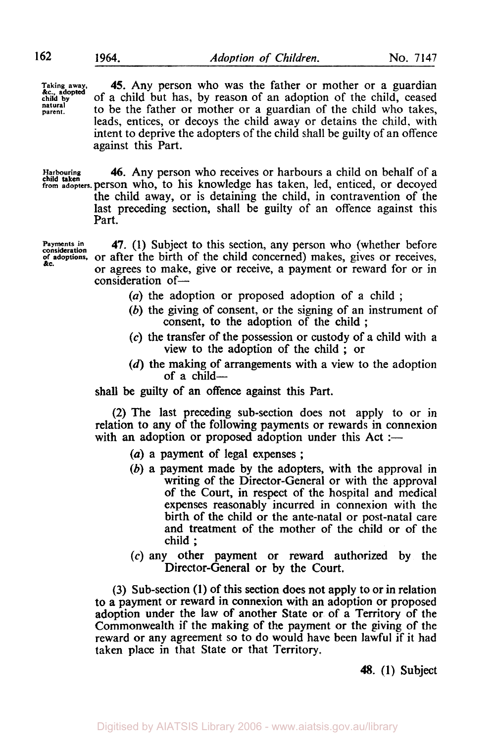**Taking away, &c., adopted child by natural parent.**

**45.** Any person who was the father or mother or a guardian of a child but has, by reason of an adoption of the child, ceased to be the father or mother or a guardian of the child who takes, leads, entices, or decoys the child away or detains the child, with intent to deprive the adopters of the child shall be guilty of an offence against this Part.

**Harbouring child taken from adopters.**

**46.** Any person who receives or harbours a child on behalf of a person who, to his knowledge has taken, led, enticed, or decoyed the child away, or is detaining the child, in contravention of the last preceding section, shall be guilty of an offence against this Part.

**Payments in consideration of adoptions, &c.**

**47.** (1) Subject to this section, any person who (whether before or after the birth of the child concerned) makes, gives or receives, or agrees to make, give or receive, a payment or reward for or in consideration of—

- (*a*) the adoption or proposed adoption of a child ;
- (*b*) the giving of consent, or the signing of an instrument of consent, to the adoption of the child ;
- (*c*) the transfer of the possession or custody of a child with a view to the adoption of the child ; or
- (*d*) the making of arrangements with a view to the adoption of a child—

shall be guilty of an offence against this Part.

(2) The last preceding sub-section does not apply to or in relation to any of the following payments or rewards in connexion with an adoption or proposed adoption under this Act :—

- (*a*) a payment of legal expenses ;
- (*b*) a payment made by the adopters, with the approval in writing of the Director-General or with the approval of the Court, in respect of the hospital and medical expenses reasonably incurred in connexion with the birth of the child or the ante-natal or post-natal care and treatment of the mother of the child or of the child ;
- (*c*) any other payment or reward authorized by the Director-General or by the Court.

(3) Sub-section (1) of this section does not apply to or in relation to a payment or reward in connexion with an adoption or proposed adoption under the law of another State or of a Territory of the Commonwealth if the making of the payment or the giving of the reward or any agreement so to do would have been lawful if it had taken place in that State or that Territory.

**48.** (1) Subject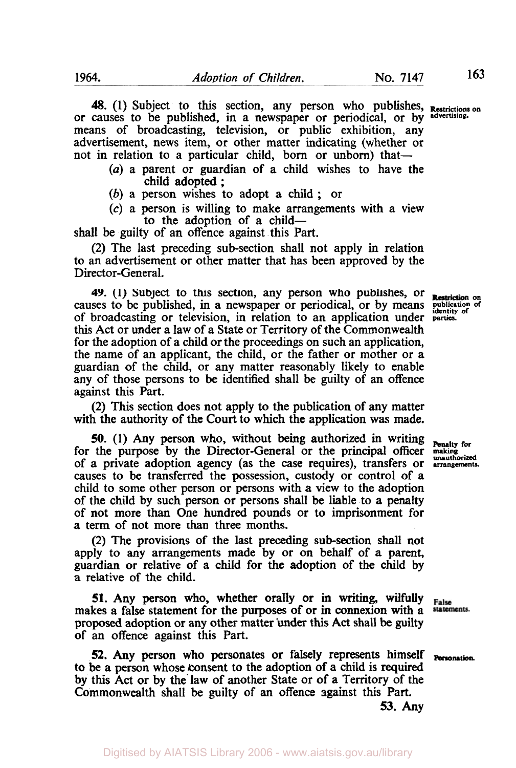**48.** (1) Subject to this section, any person who publishes, or causes to be published, in a newspaper or periodical, or by means of broadcasting, television, or public exhibition, any advertisement, news item, or other matter indicating (whether or not in relation to a particular child, born or unborn) that—

(*a*) a parent or guardian of a child wishes to have the child adopted;

(*b*) a person wishes to adopt a child; or

(*c*) a person is willing to make arrangements with a view to the adoption of a child—

shall be guilty of an offence against this Part.

*Restrictions on advertising.*

(2) The last preceding sub-section shall not apply in relation to an advertisement or other matter that has been approved by the Director-General.

**49.** (1) Subject to this section, any person who publishes, or causes to be published, in a newspaper or periodical, or by means of broadcasting or television, in relation to an application under this Act or under a law of a State or Territory of the Commonwealth for the adoption of a child or the proceedings on such an application, the name of an applicant, the child, or the father or mother or a guardian of the child, or any matter reasonably likely to enable any of those persons to be identified shall be guilty of an offence against this Part.

*Restriction on publication of identity of parties.*

(2) This section does not apply to the publication of any matter with the authority of the Court to which the application was made.

**50.** (1) Any person who, without being authorized in writing for the purpose by the Director-General or the principal officer of a private adoption agency (as the case requires), transfers or causes to be transferred the possession, custody or control of a child to some other person or persons with a view to the adoption of the child by such person or persons shall be liable to a penalty of not more than One hundred pounds or to imprisonment for a term of not more than three months.

*Penalty for making unauthorized arrangements.*

(2) The provisions of the last preceding sub-section shall not apply to any arrangements made by or on behalf of a parent, guardian or relative of a child for the adoption of the child by a relative of the child.

**51.** Any person who, whether orally or in writing, wilfully makes a false statement for the purposes of or in connexion with a proposed adoption or any other matter under this Act shall be guilty of an offence against this Part.

*False statements.*

**52.** Any person who personates or falsely represents himself to be a person whose consent to the adoption of a child is required by this Act or by the law of another State or of a Territory of the Commonwealth shall be guilty of an offence against this Part.

*Personation.*

**53.** Any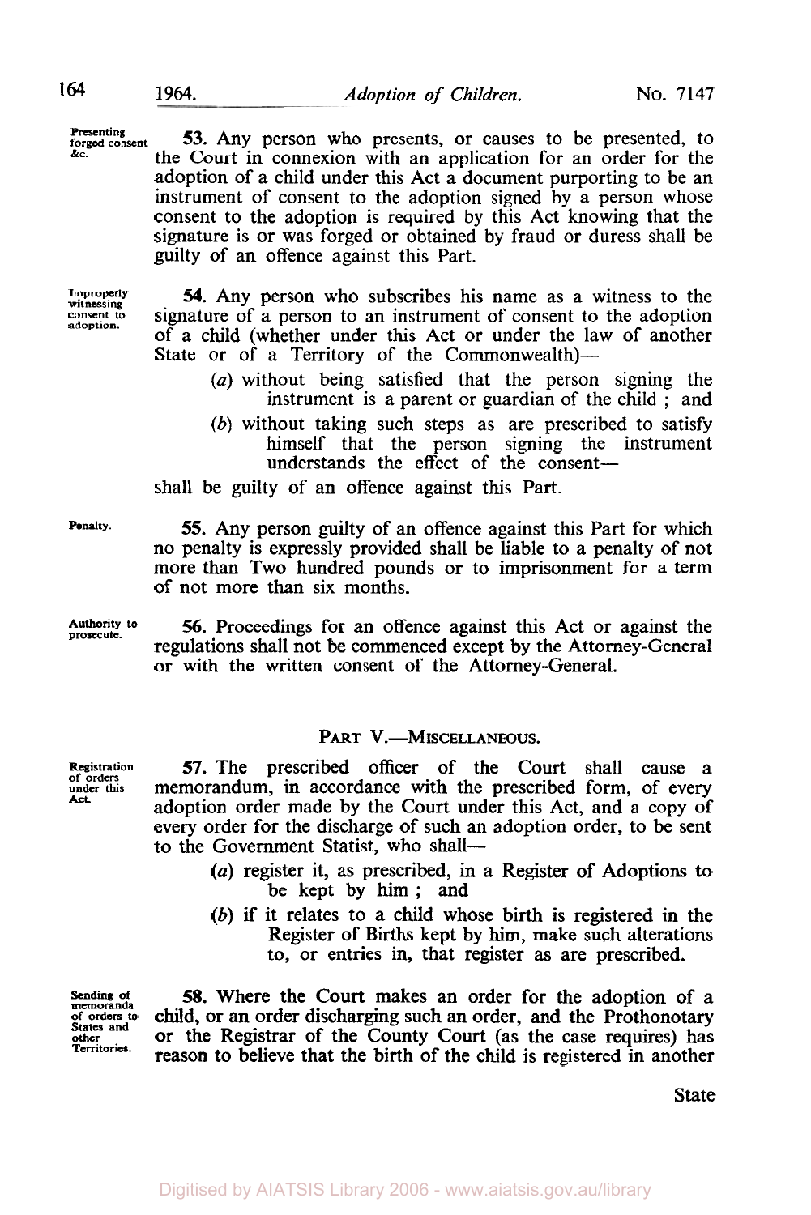**Presenting forged consent &c.**

**53.** Any person who presents, or causes to be presented, to the Court in connexion with an application for an order for the adoption of a child under this Act a document purporting to be an instrument of consent to the adoption signed by a person whose consent to the adoption is required by this Act knowing that the signature is or was forged or obtained by fraud or duress shall be guilty of an offence against this Part.

**Improperly witnessing consent to adoption.**

**54.** Any person who subscribes his name as a witness to the signature of a person to an instrument of consent to the adoption of a child (whether under this Act or under the law of another State or of a Territory of the Commonwealth)—

(*a*) without being satisfied that the person signing the instrument is a parent or guardian of the child ; and

(*b*) without taking such steps as are prescribed to satisfy himself that the person signing the instrument understands the effect of the consent—

shall be guilty of an offence against this Part.

**Penalty.**

**55.** Any person guilty of an offence against this Part for which no penalty is expressly provided shall be liable to a penalty of not more than Two hundred pounds or to imprisonment for a term of not more than six months.

**Authority to prosecute.**

**56.** Proceedings for an offence against this Act or against the regulations shall not be commenced except by the Attorney-General or with the written consent of the Attorney-General.

## PART V.—MISCELLANEOUS.

**Registration of orders under this Act.**

**57.** The prescribed officer of the Court shall cause a memorandum, in accordance with the prescribed form, of every adoption order made by the Court under this Act, and a copy of every order for the discharge of such an adoption order, to be sent to the Government Statist, who shall—

(*a*) register it, as prescribed, in a Register of Adoptions to be kept by him ; and

(*b*) if it relates to a child whose birth is registered in the Register of Births kept by him, make such alterations to, or entries in, that register as are prescribed.

**Sending of memoranda of orders to States and other Territories.**

**58.** Where the Court makes an order for the adoption of a child, or an order discharging such an order, and the Prothonotary or the Registrar of the County Court (as the case requires) has reason to believe that the birth of the child is registered in another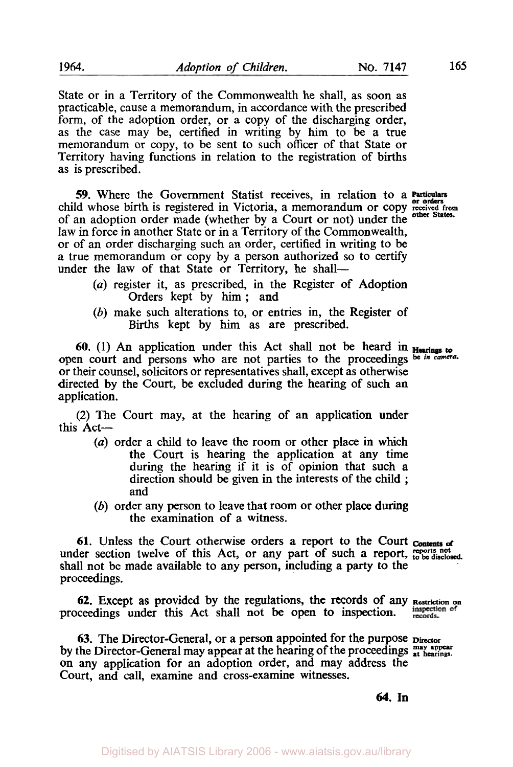State or in a Territory of the Commonwealth he shall, as soon as practicable, cause a memorandum, in accordance with the prescribed form, of the adoption order, or a copy of the discharging order, as the case may be, certified in writing by him to be a true memorandum or copy, to be sent to such officer of that State or Territory having functions in relation to the registration of births as is prescribed.

**59.** Where the Government Statist receives, in relation to a child whose birth is registered in Victoria, a memorandum or copy of an adoption order made (whether by a Court or not) under the law in force in another State or in a Territory of the Commonwealth, or of an order discharging such an order, certified in writing to be a true memorandum or copy by a person authorized so to certify under the law of that State or Territory, he shall—

*Particulars or orders received from other States.*

- (*a*) register it, as prescribed, in the Register of Adoption Orders kept by him; and
- (*b*) make such alterations to, or entries in, the Register of Births kept by him as are prescribed.

**60.** (1) An application under this Act shall not be heard in open court and persons who are not parties to the proceedings or their counsel, solicitors or representatives shall, except as otherwise directed by the Court, be excluded during the hearing of such an application.

*Hearings to be in camera.*

(2) The Court may, at the hearing of an application under this Act—

- (*a*) order a child to leave the room or other place in which the Court is hearing the application at any time during the hearing if it is of opinion that such a direction should be given in the interests of the child; and
- (*b*) order any person to leave that room or other place during the examination of a witness.

**61.** Unless the Court otherwise orders a report to the Court under section twelve of this Act, or any part of such a report, shall not be made available to any person, including a party to the proceedings.

*Contents of reports not to be disclosed.*

**62.** Except as provided by the regulations, the records of any proceedings under this Act shall not be open to inspection.

*Restriction on inspection of records.*

**63.** The Director-General, or a person appointed for the purpose by the Director-General may appear at the hearing of the proceedings on any application for an adoption order, and may address the Court, and call, examine and cross-examine witnesses.

*Director may appear at hearings.*

**64.** In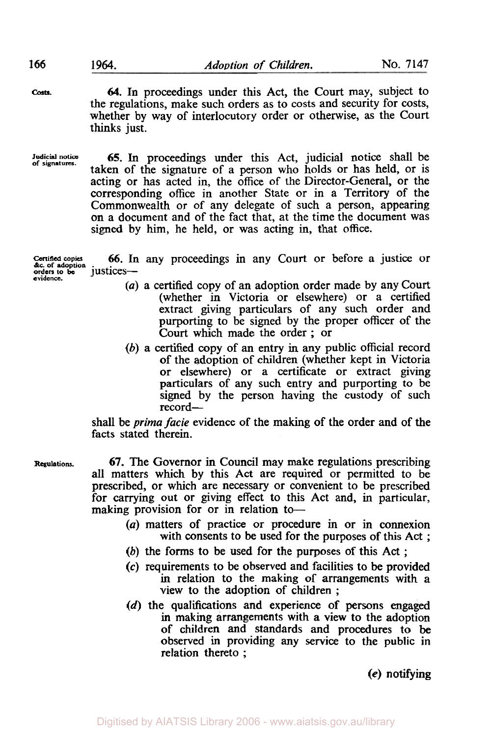**Costs.**

**64.** In proceedings under this Act, the Court may, subject to the regulations, make such orders as to costs and security for costs, whether by way of interlocutory order or otherwise, as the Court thinks just.

**Judicial notice of signatures.**

**65.** In proceedings under this Act, judicial notice shall be taken of the signature of a person who holds or has held, or is acting or has acted in, the office of the Director-General, or the corresponding office in another State or in a Territory of the Commonwealth or of any delegate of such a person, appearing on a document and of the fact that, at the time the document was signed by him, he held, or was acting in, that office.

**Certified copies &c. of adoption orders to be evidence.**

**66.** In any proceedings in any Court or before a justice or justices—

- (*a*) a certified copy of an adoption order made by any Court (whether in Victoria or elsewhere) or a certified extract giving particulars of any such order and purporting to be signed by the proper officer of the Court which made the order ; or
- (*b*) a certified copy of an entry in any public official record of the adoption of children (whether kept in Victoria or elsewhere) or a certificate or extract giving particulars of any such entry and purporting to be signed by the person having the custody of such record—

shall be *prima facie* evidence of the making of the order and of the facts stated therein.

**Regulations.**

**67.** The Governor in Council may make regulations prescribing all matters which by this Act are required or permitted to be prescribed, or which are necessary or convenient to be prescribed for carrying out or giving effect to this Act and, in particular, making provision for or in relation to—

- (*a*) matters of practice or procedure in or in connexion with consents to be used for the purposes of this Act ;
- (*b*) the forms to be used for the purposes of this Act ;
- (*c*) requirements to be observed and facilities to be provided in relation to the making of arrangements with a view to the adoption of children ;
- (*d*) the qualifications and experience of persons engaged in making arrangements with a view to the adoption of children and standards and procedures to be observed in providing any service to the public in relation thereto ;

(*e*) notifying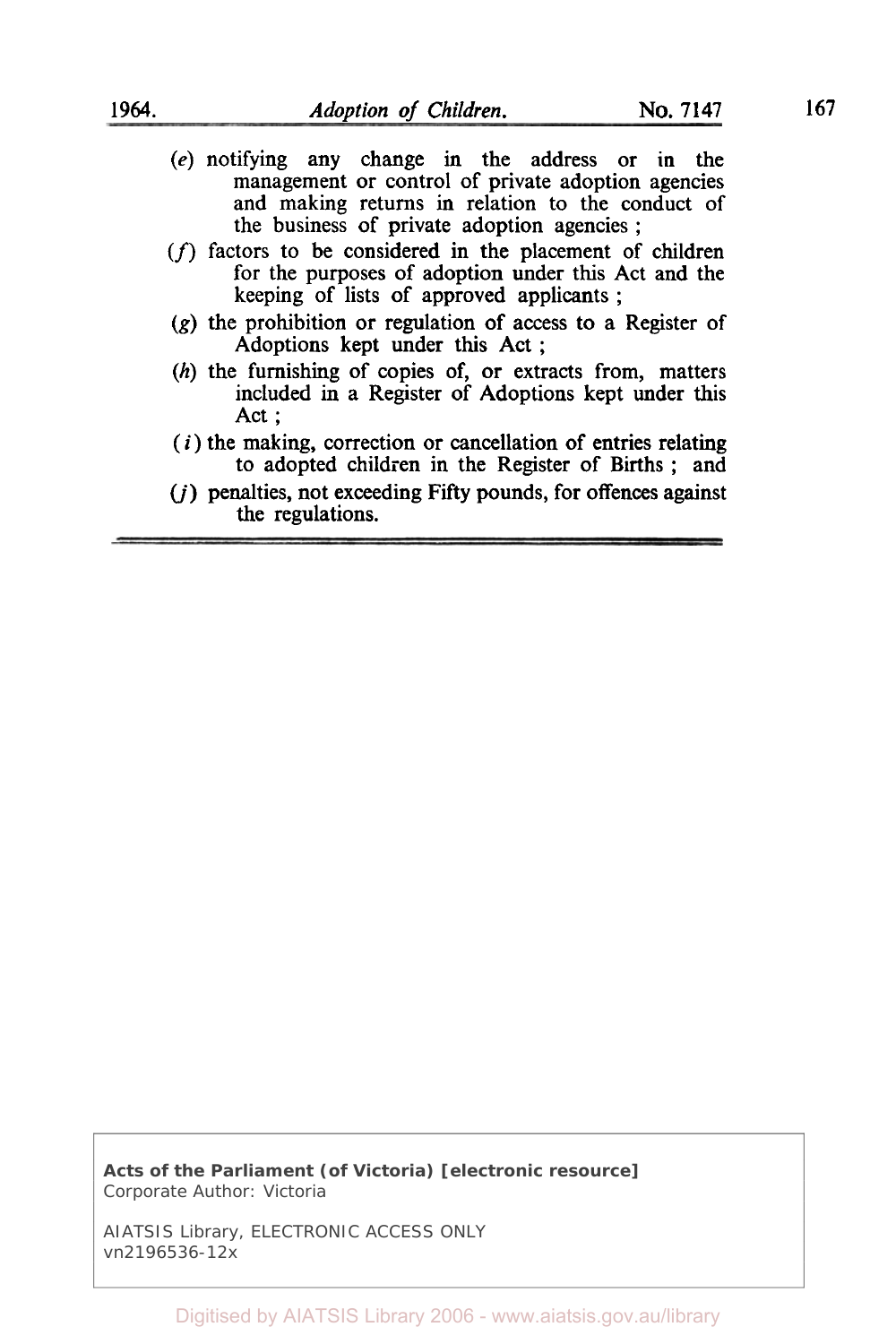(*e*) notifying any change in the address or in the management or control of private adoption agencies and making returns in relation to the conduct of the business of private adoption agencies ;

(*f*) factors to be considered in the placement of children for the purposes of adoption under this Act and the keeping of lists of approved applicants ;

(*g*) the prohibition or regulation of access to a Register of Adoptions kept under this Act ;

(*h*) the furnishing of copies of, or extracts from, matters included in a Register of Adoptions kept under this Act ;

(*i*) the making, correction or cancellation of entries relating to adopted children in the Register of Births ; and

(*j*) penalties, not exceeding Fifty pounds, for offences against the regulations.

**Acts of the Parliament (of Victoria) [electronic resource]**
Corporate Author: Victoria

AIATSIS Library, ELECTRONIC ACCESS ONLY
vn2196536-12x

Digitised by AIATSIS Library 2006 - www.aiatsis.gov.au/library